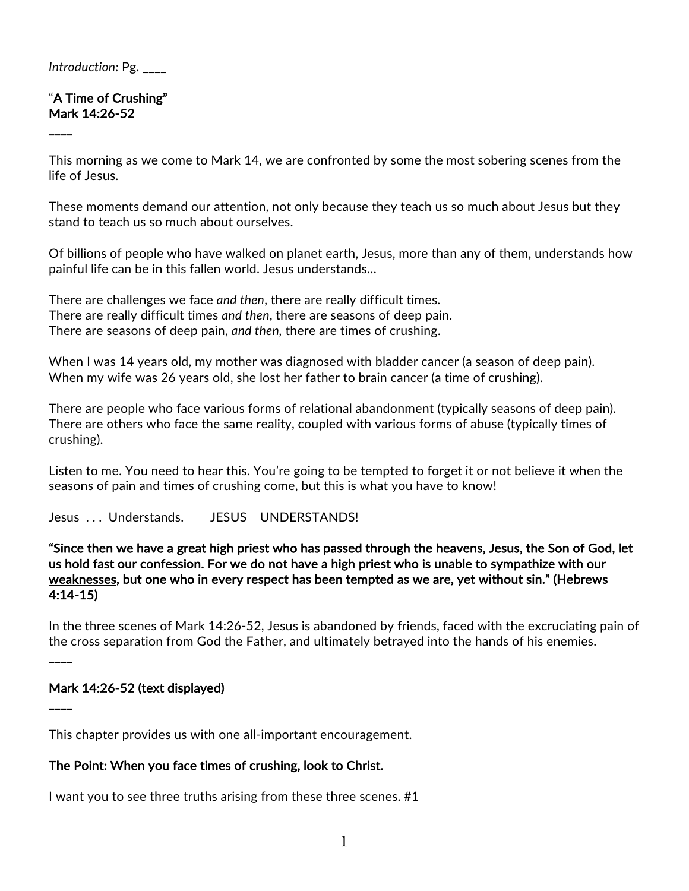*Introduction:* Pg. ____

"**A Time of Crushing"**
**Mark 14:26-52**
**____**

This morning as we come to Mark 14, we are confronted by some the most sobering scenes from the life of Jesus.

These moments demand our attention, not only because they teach us so much about Jesus but they stand to teach us so much about ourselves.

Of billions of people who have walked on planet earth, Jesus, more than any of them, understands how painful life can be in this fallen world. Jesus understands…

There are challenges we face *and then*, there are really difficult times.
There are really difficult times *and then*, there are seasons of deep pain.
There are seasons of deep pain, *and then,* there are times of crushing.

When I was 14 years old, my mother was diagnosed with bladder cancer (a season of deep pain).
When my wife was 26 years old, she lost her father to brain cancer (a time of crushing).

There are people who face various forms of relational abandonment (typically seasons of deep pain). There are others who face the same reality, coupled with various forms of abuse (typically times of crushing).

Listen to me. You need to hear this. You're going to be tempted to forget it or not believe it when the seasons of pain and times of crushing come, but this is what you have to know!

Jesus . . . Understands. JESUS UNDERSTANDS!

**"Since then we have a great high priest who has passed through the heavens, Jesus, the Son of God, let us hold fast our confession. <u>For we do not have a high priest who is unable to sympathize with our weaknesses</u>, but one who in every respect has been tempted as we are, yet without sin." (Hebrews 4:14-15)**

In the three scenes of Mark 14:26-52, Jesus is abandoned by friends, faced with the excruciating pain of the cross separation from God the Father, and ultimately betrayed into the hands of his enemies.
____

**Mark 14:26-52 (text displayed)**
**____**

This chapter provides us with one all-important encouragement.

**The Point: When you face times of crushing, look to Christ.**

I want you to see three truths arising from these three scenes. #1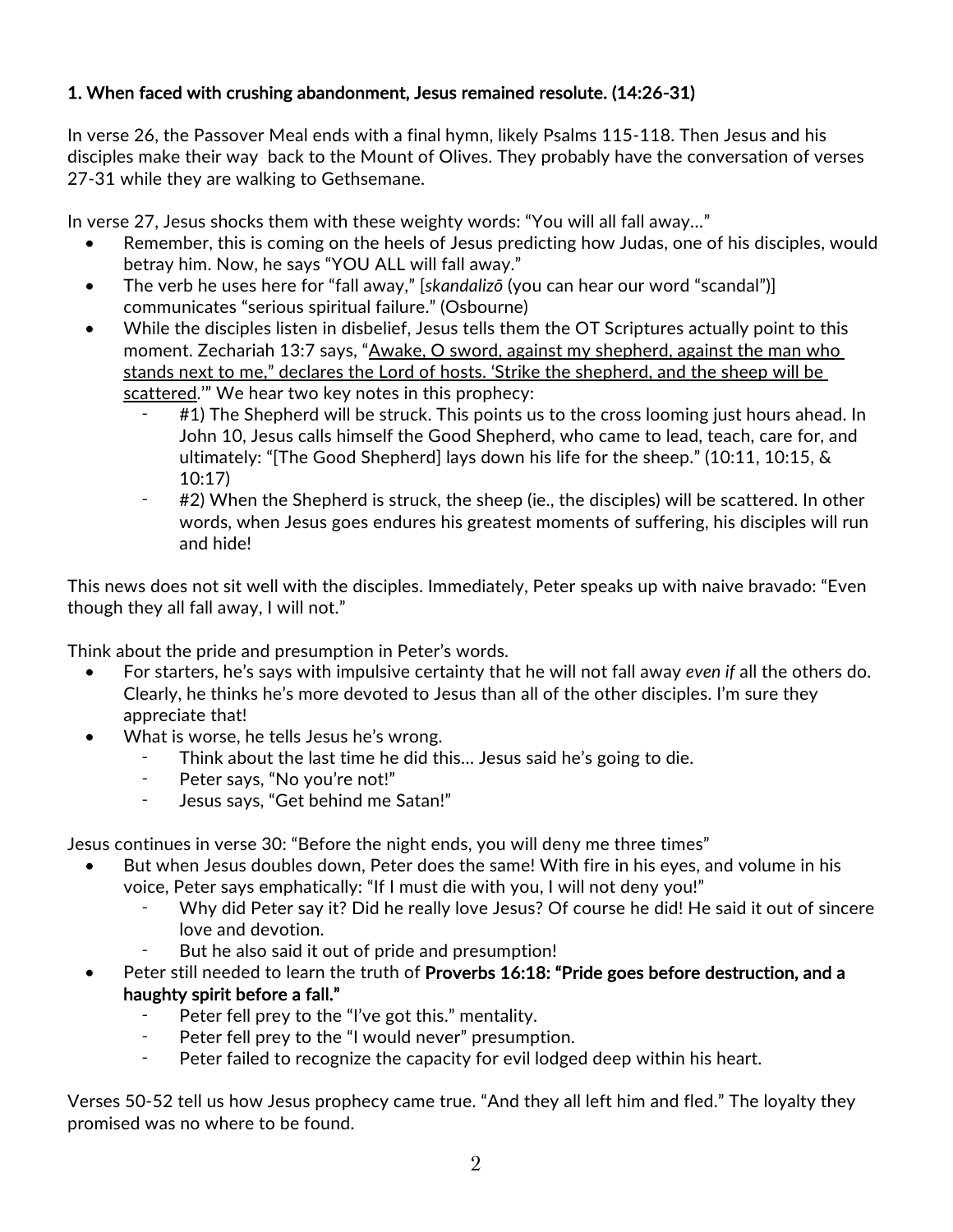**1. When faced with crushing abandonment, Jesus remained resolute. (14:26-31)**

In verse 26, the Passover Meal ends with a final hymn, likely Psalms 115-118. Then Jesus and his disciples make their way back to the Mount of Olives. They probably have the conversation of verses 27-31 while they are walking to Gethsemane.

In verse 27, Jesus shocks them with these weighty words: "You will all fall away…"

- Remember, this is coming on the heels of Jesus predicting how Judas, one of his disciples, would betray him. Now, he says "YOU ALL will fall away."
- The verb he uses here for "fall away," [*skandalizō* (you can hear our word "scandal")] communicates "serious spiritual failure." (Osbourne)
- While the disciples listen in disbelief, Jesus tells them the OT Scriptures actually point to this moment. Zechariah 13:7 says, "<u>Awake, O sword, against my shepherd, against the man who stands next to me," declares the Lord of hosts. 'Strike the shepherd, and the sheep will be scattered</u>.'" We hear two key notes in this prophecy:
    - #1) The Shepherd will be struck. This points us to the cross looming just hours ahead. In John 10, Jesus calls himself the Good Shepherd, who came to lead, teach, care for, and ultimately: "[The Good Shepherd] lays down his life for the sheep." (10:11, 10:15, & 10:17)
    - #2) When the Shepherd is struck, the sheep (ie., the disciples) will be scattered. In other words, when Jesus goes endures his greatest moments of suffering, his disciples will run and hide!

This news does not sit well with the disciples. Immediately, Peter speaks up with naive bravado: "Even though they all fall away, I will not."

Think about the pride and presumption in Peter's words.

- For starters, he's says with impulsive certainty that he will not fall away *even if* all the others do. Clearly, he thinks he's more devoted to Jesus than all of the other disciples. I'm sure they appreciate that!
- What is worse, he tells Jesus he's wrong.
    - Think about the last time he did this… Jesus said he's going to die.
    - Peter says, "No you're not!"
    - Jesus says, "Get behind me Satan!"

Jesus continues in verse 30: "Before the night ends, you will deny me three times"

- But when Jesus doubles down, Peter does the same! With fire in his eyes, and volume in his voice, Peter says emphatically: "If I must die with you, I will not deny you!"
    - Why did Peter say it? Did he really love Jesus? Of course he did! He said it out of sincere love and devotion.
    - But he also said it out of pride and presumption!
- Peter still needed to learn the truth of **Proverbs 16:18: "Pride goes before destruction, and a haughty spirit before a fall."**
    - Peter fell prey to the "I've got this." mentality.
    - Peter fell prey to the "I would never" presumption.
    - Peter failed to recognize the capacity for evil lodged deep within his heart.

Verses 50-52 tell us how Jesus prophecy came true. "And they all left him and fled." The loyalty they promised was no where to be found.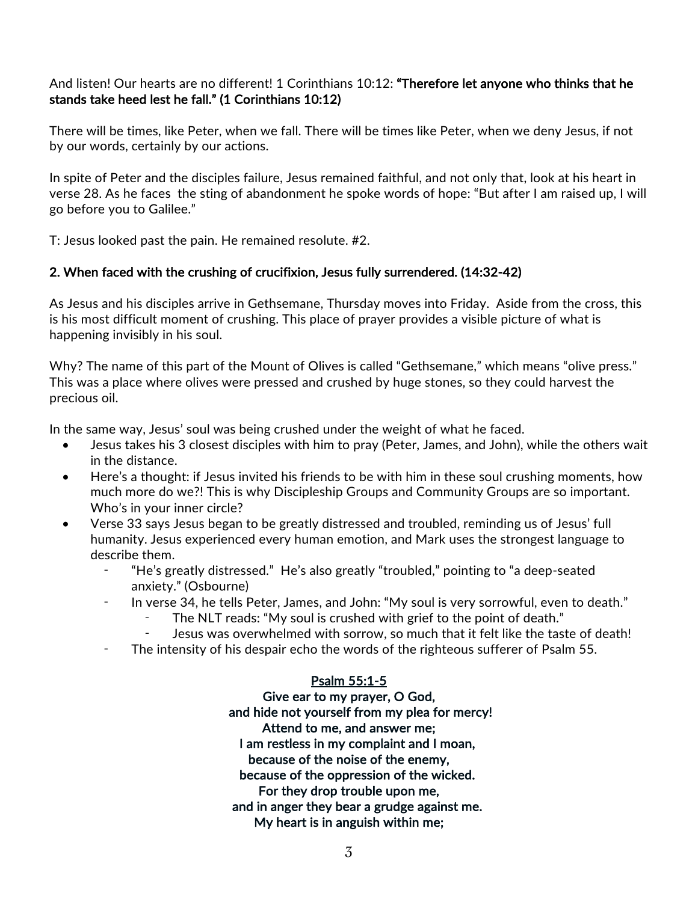And listen! Our hearts are no different! 1 Corinthians 10:12: **"Therefore let anyone who thinks that he stands take heed lest he fall." (1 Corinthians 10:12)**

There will be times, like Peter, when we fall. There will be times like Peter, when we deny Jesus, if not by our words, certainly by our actions.

In spite of Peter and the disciples failure, Jesus remained faithful, and not only that, look at his heart in verse 28. As he faces the sting of abandonment he spoke words of hope: "But after I am raised up, I will go before you to Galilee."

T: Jesus looked past the pain. He remained resolute. #2.

**2. When faced with the crushing of crucifixion, Jesus fully surrendered. (14:32-42)**

As Jesus and his disciples arrive in Gethsemane, Thursday moves into Friday. Aside from the cross, this is his most difficult moment of crushing. This place of prayer provides a visible picture of what is happening invisibly in his soul.

Why? The name of this part of the Mount of Olives is called "Gethsemane," which means "olive press." This was a place where olives were pressed and crushed by huge stones, so they could harvest the precious oil.

In the same way, Jesus' soul was being crushed under the weight of what he faced.

- Jesus takes his 3 closest disciples with him to pray (Peter, James, and John), while the others wait in the distance.
- Here's a thought: if Jesus invited his friends to be with him in these soul crushing moments, how much more do we?! This is why Discipleship Groups and Community Groups are so important. Who's in your inner circle?
- Verse 33 says Jesus began to be greatly distressed and troubled, reminding us of Jesus' full humanity. Jesus experienced every human emotion, and Mark uses the strongest language to describe them.
  - "He's greatly distressed." He's also greatly "troubled," pointing to "a deep-seated anxiety." (Osbourne)
  - In verse 34, he tells Peter, James, and John: "My soul is very sorrowful, even to death."
    - The NLT reads: "My soul is crushed with grief to the point of death."
    - Jesus was overwhelmed with sorrow, so much that it felt like the taste of death!
  - The intensity of his despair echo the words of the righteous sufferer of Psalm 55.

<u>**Psalm 55:1-5**</u>

**Give ear to my prayer, O God,**
**and hide not yourself from my plea for mercy!**
**Attend to me, and answer me;**
**I am restless in my complaint and I moan,**
**because of the noise of the enemy,**
**because of the oppression of the wicked.**
**For they drop trouble upon me,**
**and in anger they bear a grudge against me.**
**My heart is in anguish within me;**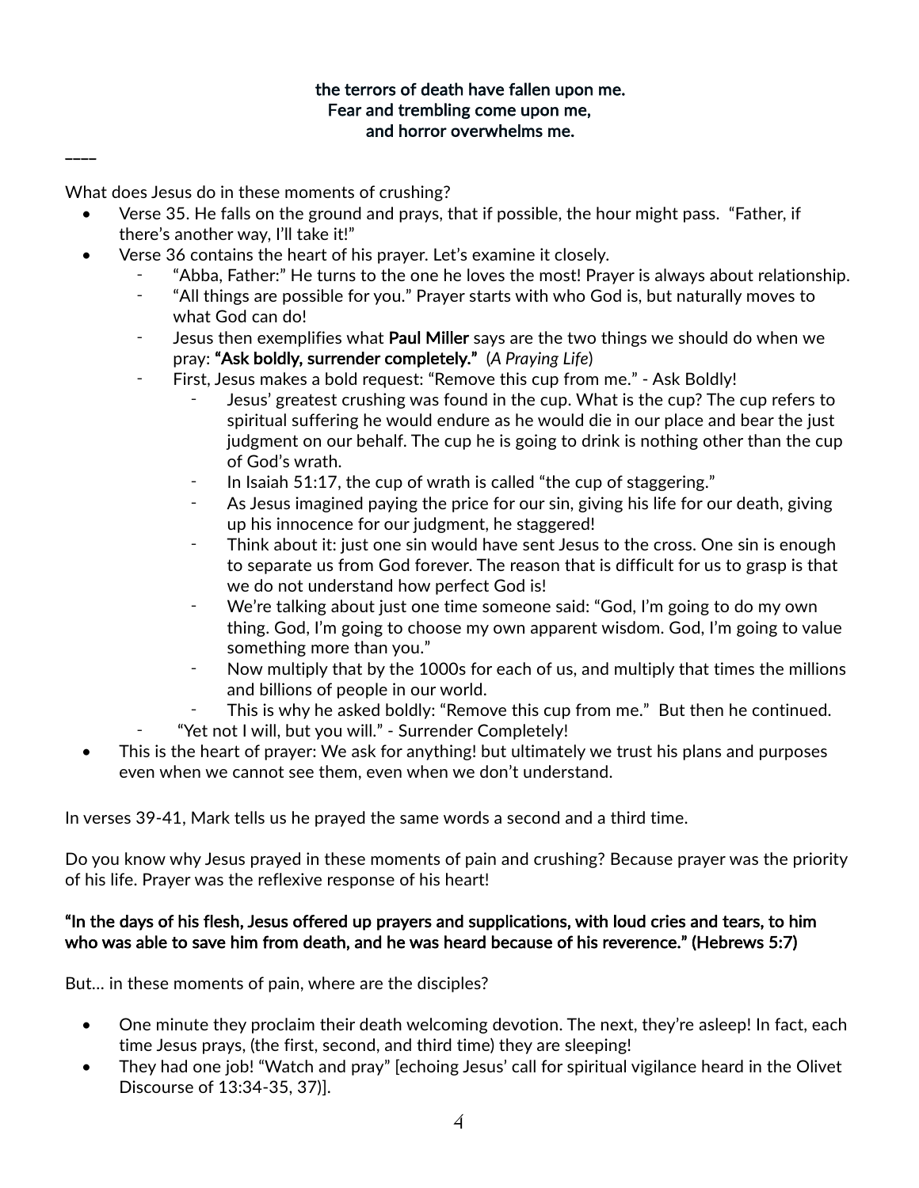**the terrors of death have fallen upon me.**
**Fear and trembling come upon me,**
**and horror overwhelms me.**

____

What does Jesus do in these moments of crushing?

- Verse 35. He falls on the ground and prays, that if possible, the hour might pass. "Father, if there's another way, I'll take it!"
- Verse 36 contains the heart of his prayer. Let's examine it closely.
  - "Abba, Father:" He turns to the one he loves the most! Prayer is always about relationship.
  - "All things are possible for you." Prayer starts with who God is, but naturally moves to what God can do!
  - Jesus then exemplifies what **Paul Miller** says are the two things we should do when we pray: **"Ask boldly, surrender completely."** (*A Praying Life*)
  - First, Jesus makes a bold request: "Remove this cup from me." - Ask Boldly!
    - Jesus' greatest crushing was found in the cup. What is the cup? The cup refers to spiritual suffering he would endure as he would die in our place and bear the just judgment on our behalf. The cup he is going to drink is nothing other than the cup of God's wrath.
    - In Isaiah 51:17, the cup of wrath is called "the cup of staggering."
    - As Jesus imagined paying the price for our sin, giving his life for our death, giving up his innocence for our judgment, he staggered!
    - Think about it: just one sin would have sent Jesus to the cross. One sin is enough to separate us from God forever. The reason that is difficult for us to grasp is that we do not understand how perfect God is!
    - We're talking about just one time someone said: "God, I'm going to do my own thing. God, I'm going to choose my own apparent wisdom. God, I'm going to value something more than you."
    - Now multiply that by the 1000s for each of us, and multiply that times the millions and billions of people in our world.
    - This is why he asked boldly: "Remove this cup from me." But then he continued.
  - "Yet not I will, but you will." - Surrender Completely!
- This is the heart of prayer: We ask for anything! but ultimately we trust his plans and purposes even when we cannot see them, even when we don't understand.

In verses 39-41, Mark tells us he prayed the same words a second and a third time.

Do you know why Jesus prayed in these moments of pain and crushing? Because prayer was the priority of his life. Prayer was the reflexive response of his heart!

**"In the days of his flesh, Jesus offered up prayers and supplications, with loud cries and tears, to him who was able to save him from death, and he was heard because of his reverence." (Hebrews 5:7)**

But… in these moments of pain, where are the disciples?

- One minute they proclaim their death welcoming devotion. The next, they're asleep! In fact, each time Jesus prays, (the first, second, and third time) they are sleeping!
- They had one job! "Watch and pray" [echoing Jesus' call for spiritual vigilance heard in the Olivet Discourse of 13:34-35, 37)].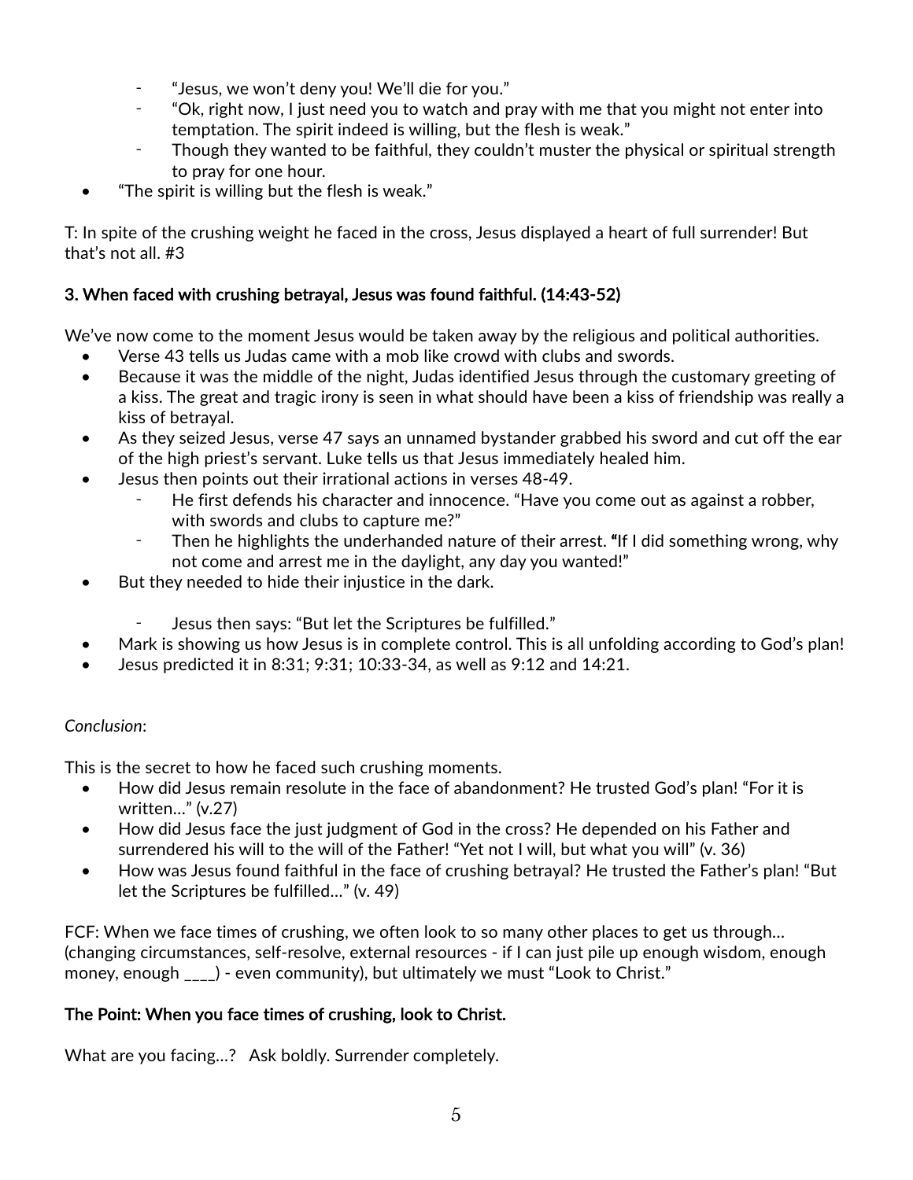- "Jesus, we won't deny you! We'll die for you."
    - "Ok, right now, I just need you to watch and pray with me that you might not enter into temptation. The spirit indeed is willing, but the flesh is weak."
    - Though they wanted to be faithful, they couldn't muster the physical or spiritual strength to pray for one hour.
- "The spirit is willing but the flesh is weak."

T: In spite of the crushing weight he faced in the cross, Jesus displayed a heart of full surrender! But that's not all. #3

**3. When faced with crushing betrayal, Jesus was found faithful. (14:43-52)**

We've now come to the moment Jesus would be taken away by the religious and political authorities.

- Verse 43 tells us Judas came with a mob like crowd with clubs and swords.
- Because it was the middle of the night, Judas identified Jesus through the customary greeting of a kiss. The great and tragic irony is seen in what should have been a kiss of friendship was really a kiss of betrayal.
- As they seized Jesus, verse 47 says an unnamed bystander grabbed his sword and cut off the ear of the high priest's servant. Luke tells us that Jesus immediately healed him.
- Jesus then points out their irrational actions in verses 48-49.
    - He first defends his character and innocence. "Have you come out as against a robber, with swords and clubs to capture me?"
    - Then he highlights the underhanded nature of their arrest. "If I did something wrong, why not come and arrest me in the daylight, any day you wanted!"
- But they needed to hide their injustice in the dark.
    - Jesus then says: "But let the Scriptures be fulfilled."
- Mark is showing us how Jesus is in complete control. This is all unfolding according to God's plan!
- Jesus predicted it in 8:31; 9:31; 10:33-34, as well as 9:12 and 14:21.

*Conclusion*:

This is the secret to how he faced such crushing moments.

- How did Jesus remain resolute in the face of abandonment? He trusted God's plan! "For it is written…" (v.27)
- How did Jesus face the just judgment of God in the cross? He depended on his Father and surrendered his will to the will of the Father! "Yet not I will, but what you will" (v. 36)
- How was Jesus found faithful in the face of crushing betrayal? He trusted the Father's plan! "But let the Scriptures be fulfilled…" (v. 49)

FCF: When we face times of crushing, we often look to so many other places to get us through… (changing circumstances, self-resolve, external resources - if I can just pile up enough wisdom, enough money, enough ____) - even community), but ultimately we must "Look to Christ."

**The Point: When you face times of crushing, look to Christ.**

What are you facing…? Ask boldly. Surrender completely.